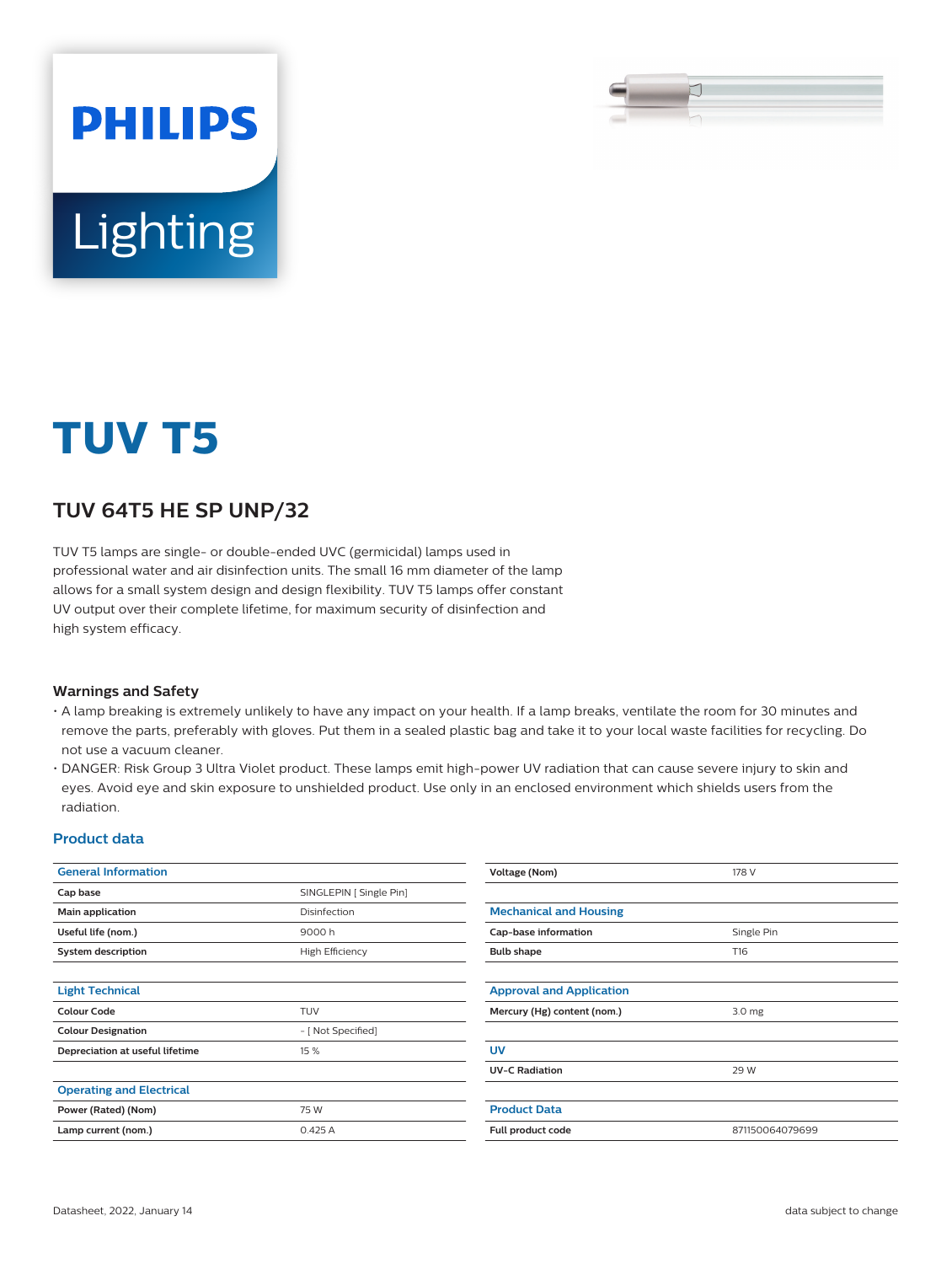# TUV T5

## TUV 64T5 HE SP UNP/32

TUV T5 lamps are single- or double-ended UVC (germicidal) lamps used in professional water and air disinfection units. The small 16 mm diameter of the lamp allows for a small system design and design flexibility. TUV T5 lamps offer constant UV output over their complete lifetime, for maximum security of disinfection and high system efficacy.

### Warnings and Safety

- A lamp breaking is extremely unlikely to have any impact on your health. If a lamp breaks, ventilate the room for 30 minutes and remove the parts, preferably with gloves. Put them in a sealed plastic bag and take it to your local waste facilities for recycling. Do not use a vacuum cleaner.
- DANGER: Risk Group 3 Ultra Violet product. These lamps emit high-power UV radiation that can cause severe injury to skin and eyes. Avoid eye and skin exposure to unshielded product. Use only in an enclosed environment which shields users from the radiation.

## Product data

| General Information | |
|---|---|
| Cap base | SINGLEPIN [ Single Pin] |
| Main application | Disinfection |
| Useful life (nom.) | 9000 h |
| System description | High Efficiency |

| Light Technical | |
|---|---|
| Colour Code | TUV |
| Colour Designation | - [ Not Specified] |
| Depreciation at useful lifetime | 15 % |

| Operating and Electrical | |
|---|---|
| Power (Rated) (Nom) | 75 W |
| Lamp current (nom.) | 0.425 A |
| Voltage (Nom) | 178 V |

| Mechanical and Housing | |
|---|---|
| Cap-base information | Single Pin |
| Bulb shape | T16 |

| Approval and Application | |
|---|---|
| Mercury (Hg) content (nom.) | 3.0 mg |

| UV | |
|---|---|
| UV-C Radiation | 29 W |

| Product Data | |
|---|---|
| Full product code | 871150064079699 |

Datasheet, 2022, January 14 — data subject to change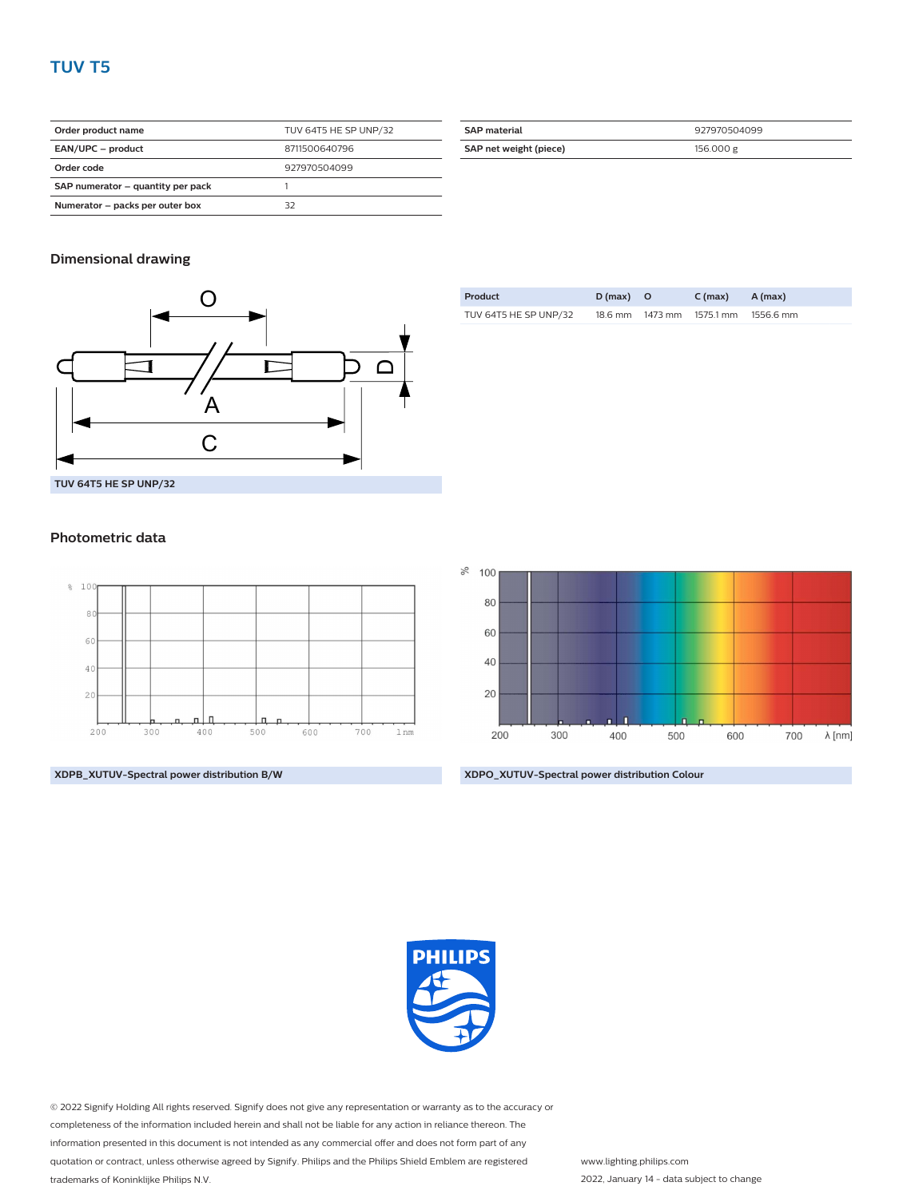# TUV T5

| | |
|---|---|
| Order product name | TUV 64T5 HE SP UNP/32 |
| EAN/UPC – product | 8711500640796 |
| Order code | 927970504099 |
| SAP numerator – quantity per pack | 1 |
| Numerator – packs per outer box | 32 |

| | |
|---|---|
| SAP material | 927970504099 |
| SAP net weight (piece) | 156.000 g |

## Dimensional drawing

O

A

C

D

TUV 64T5 HE SP UNP/32

| Product | D (max) | O | C (max) | A (max) |
|---|---|---|---|---|
| TUV 64T5 HE SP UNP/32 | 18.6 mm | 1473 mm | 1575.1 mm | 1556.6 mm |

## Photometric data

%
100
80
60
40
20
200
300
400
500
600
700
1 nm

XDPB_XUTUV-Spectral power distribution B/W

%
100
80
60
40
20
200
300
400
500
600
700
λ [nm]

XDPO_XUTUV-Spectral power distribution Colour

© 2022 Signify Holding All rights reserved. Signify does not give any representation or warranty as to the accuracy or completeness of the information included herein and shall not be liable for any action in reliance thereon. The information presented in this document is not intended as any commercial offer and does not form part of any quotation or contract, unless otherwise agreed by Signify. Philips and the Philips Shield Emblem are registered trademarks of Koninklijke Philips N.V.

www.lighting.philips.com

2022, January 14 - data subject to change